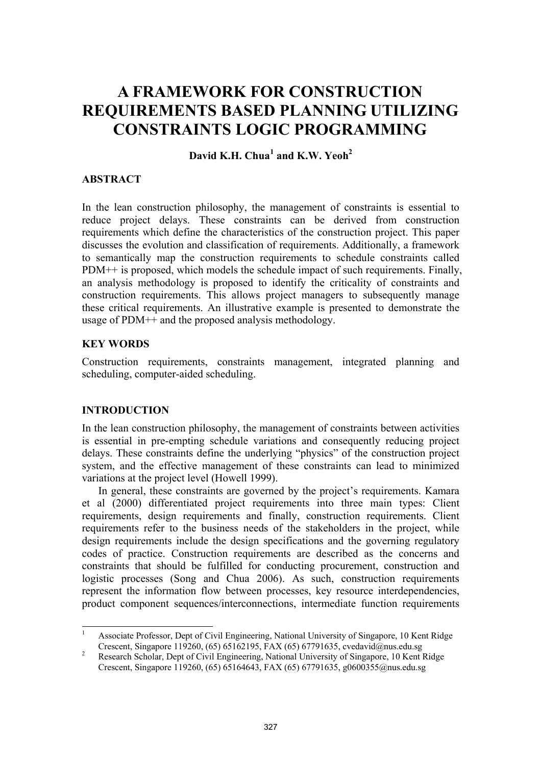# A FRAMEWORK FOR CONSTRUCTION REQUIREMENTS BASED PLANNING UTILIZING CONSTRAINTS LOGIC PROGRAMMING

**David K.H. Chua[1] and K.W. Yeoh[2]**

## ABSTRACT

In the lean construction philosophy, the management of constraints is essential to reduce project delays. These constraints can be derived from construction requirements which define the characteristics of the construction project. This paper discusses the evolution and classification of requirements. Additionally, a framework to semantically map the construction requirements to schedule constraints called PDM++ is proposed, which models the schedule impact of such requirements. Finally, an analysis methodology is proposed to identify the criticality of constraints and construction requirements. This allows project managers to subsequently manage these critical requirements. An illustrative example is presented to demonstrate the usage of PDM++ and the proposed analysis methodology.

## KEY WORDS

Construction requirements, constraints management, integrated planning and scheduling, computer-aided scheduling.

## INTRODUCTION

In the lean construction philosophy, the management of constraints between activities is essential in pre-empting schedule variations and consequently reducing project delays. These constraints define the underlying "physics" of the construction project system, and the effective management of these constraints can lead to minimized variations at the project level (Howell 1999).

In general, these constraints are governed by the project's requirements. Kamara et al (2000) differentiated project requirements into three main types: Client requirements, design requirements and finally, construction requirements. Client requirements refer to the business needs of the stakeholders in the project, while design requirements include the design specifications and the governing regulatory codes of practice. Construction requirements are described as the concerns and constraints that should be fulfilled for conducting procurement, construction and logistic processes (Song and Chua 2006). As such, construction requirements represent the information flow between processes, key resource interdependencies, product component sequences/interconnections, intermediate function requirements

---

[1] Associate Professor, Dept of Civil Engineering, National University of Singapore, 10 Kent Ridge Crescent, Singapore 119260, (65) 65162195, FAX (65) 67791635, cvedavid@nus.edu.sg

[2] Research Scholar, Dept of Civil Engineering, National University of Singapore, 10 Kent Ridge Crescent, Singapore 119260, (65) 65164643, FAX (65) 67791635, g0600355@nus.edu.sg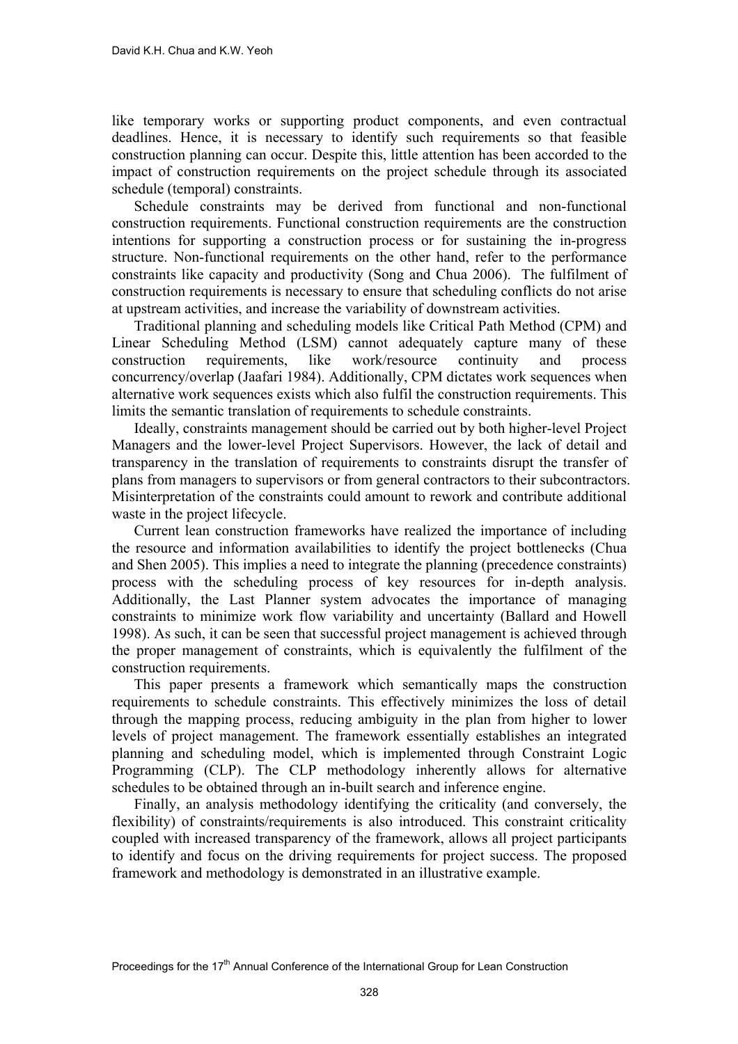like temporary works or supporting product components, and even contractual deadlines. Hence, it is necessary to identify such requirements so that feasible construction planning can occur. Despite this, little attention has been accorded to the impact of construction requirements on the project schedule through its associated schedule (temporal) constraints.

Schedule constraints may be derived from functional and non-functional construction requirements. Functional construction requirements are the construction intentions for supporting a construction process or for sustaining the in-progress structure. Non-functional requirements on the other hand, refer to the performance constraints like capacity and productivity (Song and Chua 2006). The fulfilment of construction requirements is necessary to ensure that scheduling conflicts do not arise at upstream activities, and increase the variability of downstream activities.

Traditional planning and scheduling models like Critical Path Method (CPM) and Linear Scheduling Method (LSM) cannot adequately capture many of these construction requirements, like work/resource continuity and process concurrency/overlap (Jaafari 1984). Additionally, CPM dictates work sequences when alternative work sequences exists which also fulfil the construction requirements. This limits the semantic translation of requirements to schedule constraints.

Ideally, constraints management should be carried out by both higher-level Project Managers and the lower-level Project Supervisors. However, the lack of detail and transparency in the translation of requirements to constraints disrupt the transfer of plans from managers to supervisors or from general contractors to their subcontractors. Misinterpretation of the constraints could amount to rework and contribute additional waste in the project lifecycle.

Current lean construction frameworks have realized the importance of including the resource and information availabilities to identify the project bottlenecks (Chua and Shen 2005). This implies a need to integrate the planning (precedence constraints) process with the scheduling process of key resources for in-depth analysis. Additionally, the Last Planner system advocates the importance of managing constraints to minimize work flow variability and uncertainty (Ballard and Howell 1998). As such, it can be seen that successful project management is achieved through the proper management of constraints, which is equivalently the fulfilment of the construction requirements.

This paper presents a framework which semantically maps the construction requirements to schedule constraints. This effectively minimizes the loss of detail through the mapping process, reducing ambiguity in the plan from higher to lower levels of project management. The framework essentially establishes an integrated planning and scheduling model, which is implemented through Constraint Logic Programming (CLP). The CLP methodology inherently allows for alternative schedules to be obtained through an in-built search and inference engine.

Finally, an analysis methodology identifying the criticality (and conversely, the flexibility) of constraints/requirements is also introduced. This constraint criticality coupled with increased transparency of the framework, allows all project participants to identify and focus on the driving requirements for project success. The proposed framework and methodology is demonstrated in an illustrative example.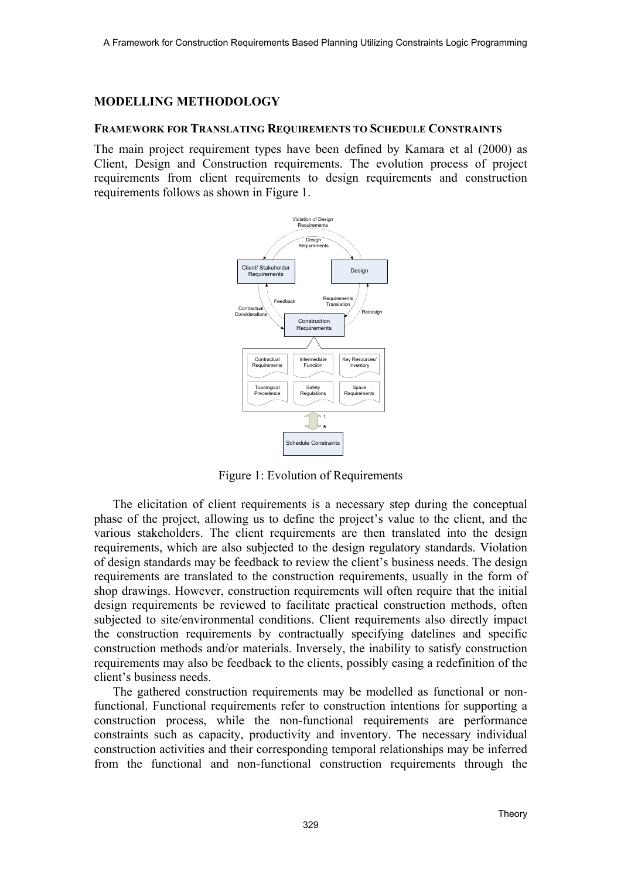## MODELLING METHODOLOGY

### FRAMEWORK FOR TRANSLATING REQUIREMENTS TO SCHEDULE CONSTRAINTS

The main project requirement types have been defined by Kamara et al (2000) as Client, Design and Construction requirements. The evolution process of project requirements from client requirements to design requirements and construction requirements follows as shown in Figure 1.

Figure 1: Evolution of Requirements

The elicitation of client requirements is a necessary step during the conceptual phase of the project, allowing us to define the project's value to the client, and the various stakeholders. The client requirements are then translated into the design requirements, which are also subjected to the design regulatory standards. Violation of design standards may be feedback to review the client's business needs. The design requirements are translated to the construction requirements, usually in the form of shop drawings. However, construction requirements will often require that the initial design requirements be reviewed to facilitate practical construction methods, often subjected to site/environmental conditions. Client requirements also directly impact the construction requirements by contractually specifying datelines and specific construction methods and/or materials. Inversely, the inability to satisfy construction requirements may also be feedback to the clients, possibly casing a redefinition of the client's business needs.

The gathered construction requirements may be modelled as functional or non-functional. Functional requirements refer to construction intentions for supporting a construction process, while the non-functional requirements are performance constraints such as capacity, productivity and inventory. The necessary individual construction activities and their corresponding temporal relationships may be inferred from the functional and non-functional construction requirements through the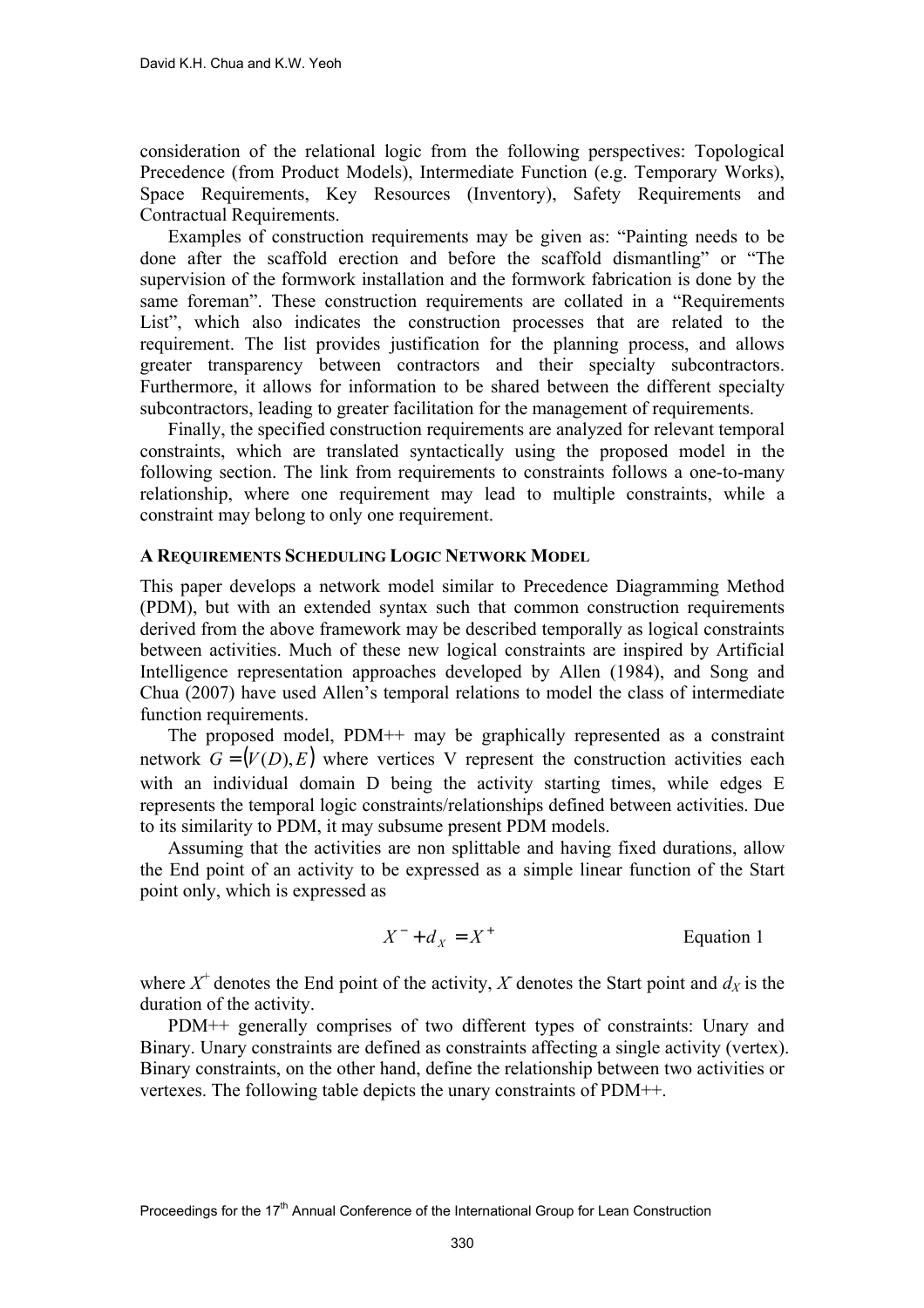consideration of the relational logic from the following perspectives: Topological Precedence (from Product Models), Intermediate Function (e.g. Temporary Works), Space Requirements, Key Resources (Inventory), Safety Requirements and Contractual Requirements.

Examples of construction requirements may be given as: "Painting needs to be done after the scaffold erection and before the scaffold dismantling" or "The supervision of the formwork installation and the formwork fabrication is done by the same foreman". These construction requirements are collated in a "Requirements List", which also indicates the construction processes that are related to the requirement. The list provides justification for the planning process, and allows greater transparency between contractors and their specialty subcontractors. Furthermore, it allows for information to be shared between the different specialty subcontractors, leading to greater facilitation for the management of requirements.

Finally, the specified construction requirements are analyzed for relevant temporal constraints, which are translated syntactically using the proposed model in the following section. The link from requirements to constraints follows a one-to-many relationship, where one requirement may lead to multiple constraints, while a constraint may belong to only one requirement.

#### A REQUIREMENTS SCHEDULING LOGIC NETWORK MODEL

This paper develops a network model similar to Precedence Diagramming Method (PDM), but with an extended syntax such that common construction requirements derived from the above framework may be described temporally as logical constraints between activities. Much of these new logical constraints are inspired by Artificial Intelligence representation approaches developed by Allen (1984), and Song and Chua (2007) have used Allen's temporal relations to model the class of intermediate function requirements.

The proposed model, PDM++ may be graphically represented as a constraint network $G = (V(D), E)$ where vertices V represent the construction activities each with an individual domain D being the activity starting times, while edges E represents the temporal logic constraints/relationships defined between activities. Due to its similarity to PDM, it may subsume present PDM models.

Assuming that the activities are non splittable and having fixed durations, allow the End point of an activity to be expressed as a simple linear function of the Start point only, which is expressed as

$$X^- + d_X = X^+ \qquad \text{Equation 1}$$

where $X^+$ denotes the End point of the activity, $X^-$ denotes the Start point and $d_X$ is the duration of the activity.

PDM++ generally comprises of two different types of constraints: Unary and Binary. Unary constraints are defined as constraints affecting a single activity (vertex). Binary constraints, on the other hand, define the relationship between two activities or vertexes. The following table depicts the unary constraints of PDM++.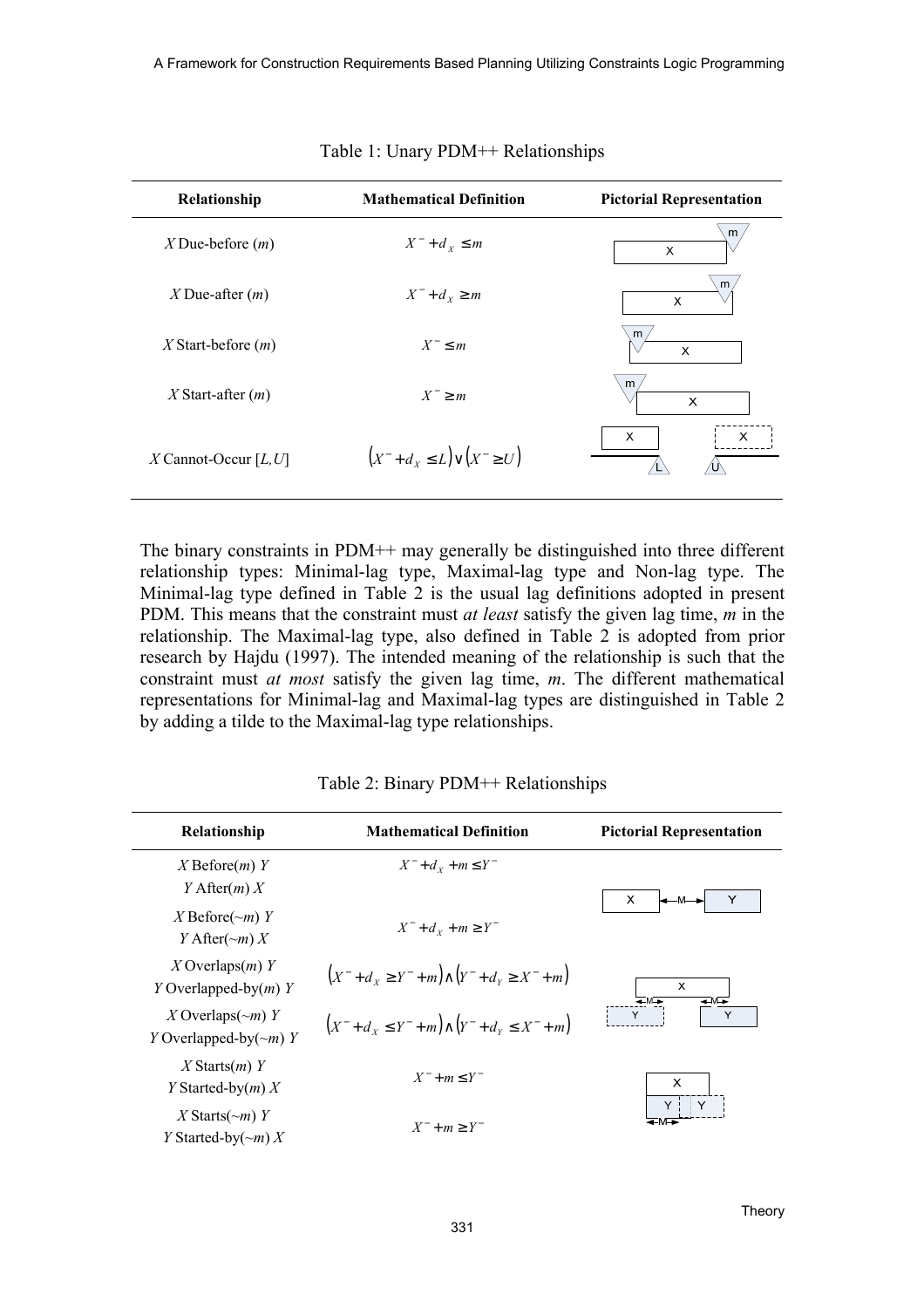Table 1: Unary PDM++ Relationships

| Relationship | Mathematical Definition | Pictorial Representation |
|---|---|---|
| $X$ Due-before ($m$) | $X^- + d_X \leq m$ | |
| $X$ Due-after ($m$) | $X^- + d_X \geq m$ | |
| $X$ Start-before ($m$) | $X^- \leq m$ | |
| $X$ Start-after ($m$) | $X^- \geq m$ | |
| $X$ Cannot-Occur [$L$,$U$] | $\left(X^- + d_X \leq L\right) \vee \left(X^- \geq U\right)$ | |

The binary constraints in PDM++ may generally be distinguished into three different relationship types: Minimal-lag type, Maximal-lag type and Non-lag type. The Minimal-lag type defined in Table 2 is the usual lag definitions adopted in present PDM. This means that the constraint must *at least* satisfy the given lag time, *m* in the relationship. The Maximal-lag type, also defined in Table 2 is adopted from prior research by Hajdu (1997). The intended meaning of the relationship is such that the constraint must *at most* satisfy the given lag time, *m*. The different mathematical representations for Minimal-lag and Maximal-lag types are distinguished in Table 2 by adding a tilde to the Maximal-lag type relationships.

Table 2: Binary PDM++ Relationships

| Relationship | Mathematical Definition | Pictorial Representation |
|---|---|---|
| $X$ Before($m$) $Y$<br>$Y$ After($m$) $X$ | $X^- + d_X + m \leq Y^-$ | |
| $X$ Before($\sim m$) $Y$<br>$Y$ After($\sim m$) $X$ | $X^- + d_X + m \geq Y^-$ | |
| $X$ Overlaps($m$) $Y$<br>$Y$ Overlapped-by($m$) $Y$ | $\left(X^- + d_X \geq Y^- + m\right) \wedge \left(Y^- + d_Y \geq X^- + m\right)$ | |
| $X$ Overlaps($\sim m$) $Y$<br>$Y$ Overlapped-by($\sim m$) $Y$ | $\left(X^- + d_X \leq Y^- + m\right) \wedge \left(Y^- + d_Y \leq X^- + m\right)$ | |
| $X$ Starts($m$) $Y$<br>$Y$ Started-by($m$) $X$ | $X^- + m \leq Y^-$ | |
| $X$ Starts($\sim m$) $Y$<br>$Y$ Started-by($\sim m$) $X$ | $X^- + m \geq Y^-$ | |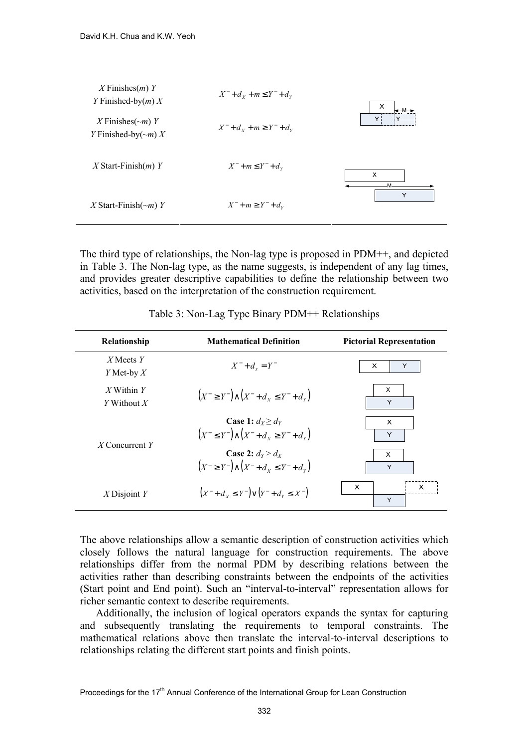| | | |
|---|---|---|
| *X* Finishes(*m*) *Y*<br>*Y* Finished-by(*m*) *X* | $X^- + d_X + m \leq Y^- + d_Y$ | |
| *X* Finishes(~*m*) *Y*<br>*Y* Finished-by(~*m*) *X* | $X^- + d_X + m \geq Y^- + d_Y$ | |
| *X* Start-Finish(*m*) *Y* | $X^- + m \leq Y^- + d_Y$ | |
| *X* Start-Finish(~*m*) *Y* | $X^- + m \geq Y^- + d_Y$ | |

The third type of relationships, the Non-lag type is proposed in PDM++, and depicted in Table 3. The Non-lag type, as the name suggests, is independent of any lag times, and provides greater descriptive capabilities to define the relationship between two activities, based on the interpretation of the construction requirement.

Table 3: Non-Lag Type Binary PDM++ Relationships

| Relationship | Mathematical Definition | Pictorial Representation |
|---|---|---|
| *X* Meets *Y*<br>*Y* Met-by *X* | $X^- + d_x = Y^-$ | |
| *X* Within *Y*<br>*Y* Without *X* | $\left(X^- \geq Y^-\right) \wedge \left(X^- + d_X \leq Y^- + d_Y\right)$ | |
| *X* Concurrent *Y* | **Case 1:** $d_X \geq d_Y$<br>$\left(X^- \leq Y^-\right) \wedge \left(X^- + d_X \geq Y^- + d_Y\right)$<br>**Case 2:** $d_Y > d_X$<br>$\left(X^- \geq Y^-\right) \wedge \left(X^- + d_X \leq Y^- + d_Y\right)$ | |
| *X* Disjoint *Y* | $\left(X^- + d_X \leq Y^-\right) \vee \left(Y^- + d_Y \leq X^-\right)$ | |

The above relationships allow a semantic description of construction activities which closely follows the natural language for construction requirements. The above relationships differ from the normal PDM by describing relations between the activities rather than describing constraints between the endpoints of the activities (Start point and End point). Such an "interval-to-interval" representation allows for richer semantic context to describe requirements.

Additionally, the inclusion of logical operators expands the syntax for capturing and subsequently translating the requirements to temporal constraints. The mathematical relations above then translate the interval-to-interval descriptions to relationships relating the different start points and finish points.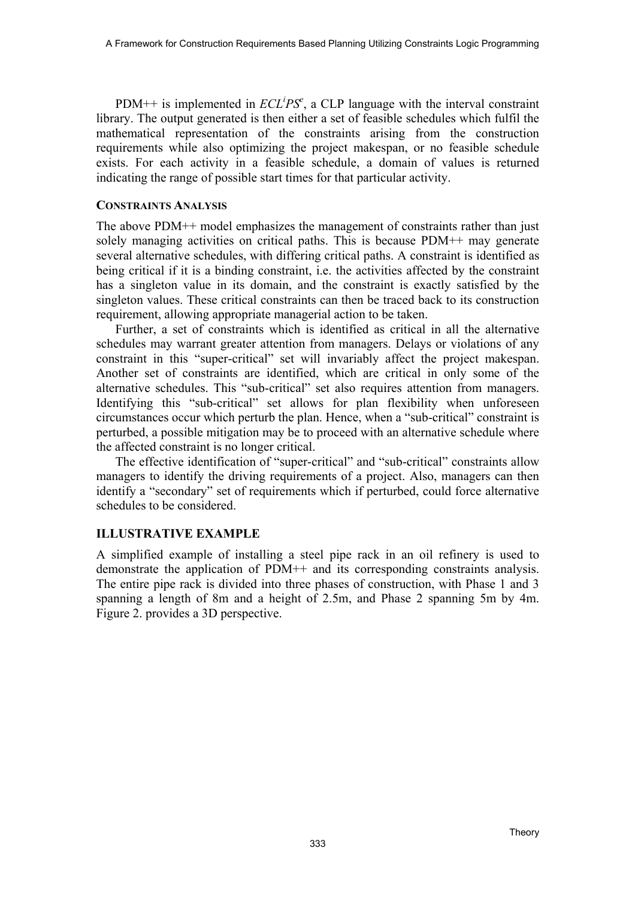PDM++ is implemented in *ECL$^i$PS$^e$*, a CLP language with the interval constraint library. The output generated is then either a set of feasible schedules which fulfil the mathematical representation of the constraints arising from the construction requirements while also optimizing the project makespan, or no feasible schedule exists. For each activity in a feasible schedule, a domain of values is returned indicating the range of possible start times for that particular activity.

#### CONSTRAINTS ANALYSIS

The above PDM++ model emphasizes the management of constraints rather than just solely managing activities on critical paths. This is because PDM++ may generate several alternative schedules, with differing critical paths. A constraint is identified as being critical if it is a binding constraint, i.e. the activities affected by the constraint has a singleton value in its domain, and the constraint is exactly satisfied by the singleton values. These critical constraints can then be traced back to its construction requirement, allowing appropriate managerial action to be taken.

Further, a set of constraints which is identified as critical in all the alternative schedules may warrant greater attention from managers. Delays or violations of any constraint in this "super-critical" set will invariably affect the project makespan. Another set of constraints are identified, which are critical in only some of the alternative schedules. This "sub-critical" set also requires attention from managers. Identifying this "sub-critical" set allows for plan flexibility when unforeseen circumstances occur which perturb the plan. Hence, when a "sub-critical" constraint is perturbed, a possible mitigation may be to proceed with an alternative schedule where the affected constraint is no longer critical.

The effective identification of "super-critical" and "sub-critical" constraints allow managers to identify the driving requirements of a project. Also, managers can then identify a "secondary" set of requirements which if perturbed, could force alternative schedules to be considered.

## ILLUSTRATIVE EXAMPLE

A simplified example of installing a steel pipe rack in an oil refinery is used to demonstrate the application of PDM++ and its corresponding constraints analysis. The entire pipe rack is divided into three phases of construction, with Phase 1 and 3 spanning a length of 8m and a height of 2.5m, and Phase 2 spanning 5m by 4m. Figure 2. provides a 3D perspective.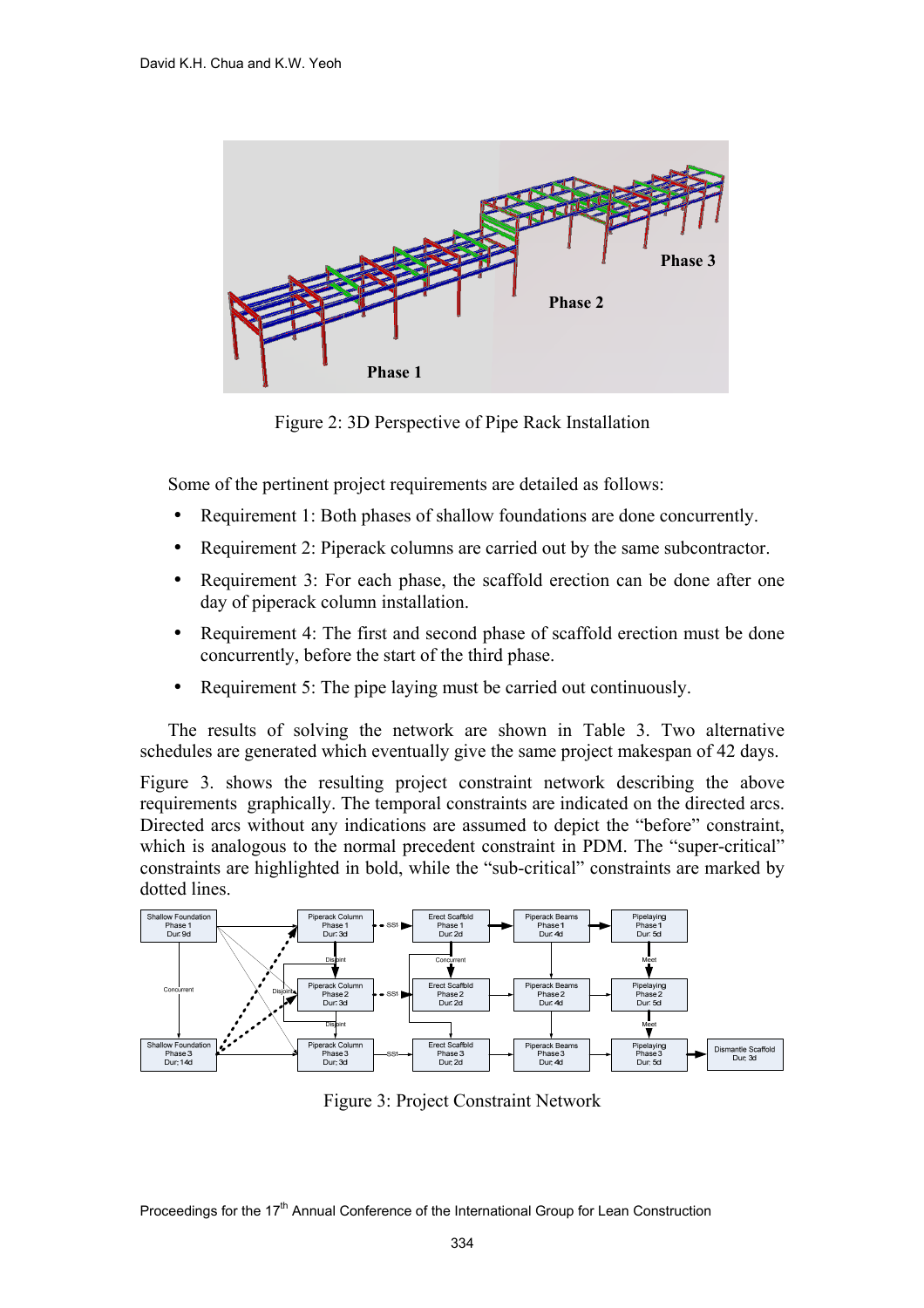Figure 2: 3D Perspective of Pipe Rack Installation

Some of the pertinent project requirements are detailed as follows:

- Requirement 1: Both phases of shallow foundations are done concurrently.
- Requirement 2: Piperack columns are carried out by the same subcontractor.
- Requirement 3: For each phase, the scaffold erection can be done after one day of piperack column installation.
- Requirement 4: The first and second phase of scaffold erection must be done concurrently, before the start of the third phase.
- Requirement 5: The pipe laying must be carried out continuously.

The results of solving the network are shown in Table 3. Two alternative schedules are generated which eventually give the same project makespan of 42 days.

Figure 3. shows the resulting project constraint network describing the above requirements graphically. The temporal constraints are indicated on the directed arcs. Directed arcs without any indications are assumed to depict the "before" constraint, which is analogous to the normal precedent constraint in PDM. The "super-critical" constraints are highlighted in bold, while the "sub-critical" constraints are marked by dotted lines.

Figure 3: Project Constraint Network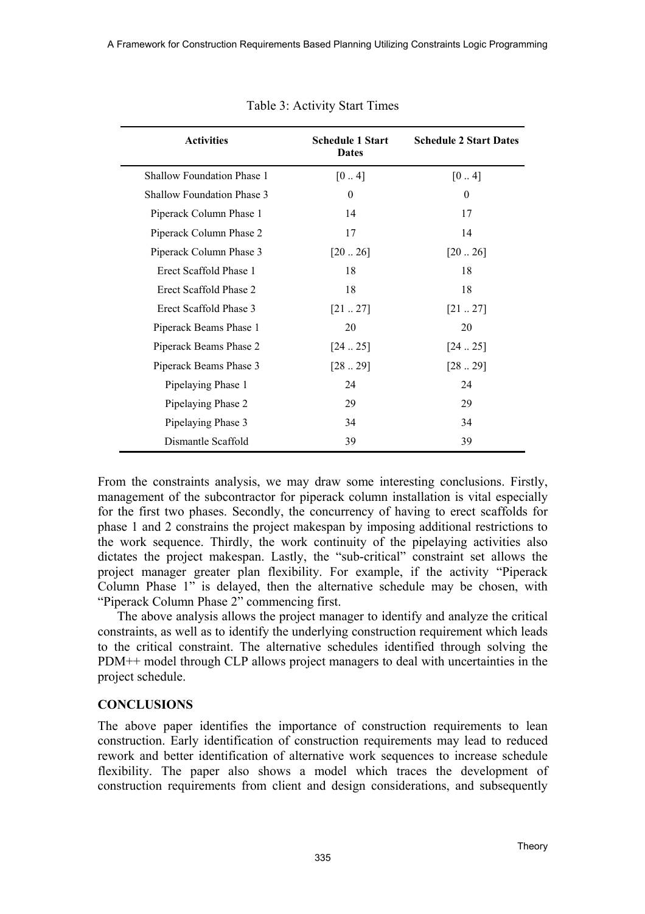Table 3: Activity Start Times

| Activities | Schedule 1 Start Dates | Schedule 2 Start Dates |
|---|---|---|
| Shallow Foundation Phase 1 | [0 .. 4] | [0 .. 4] |
| Shallow Foundation Phase 3 | 0 | 0 |
| Piperack Column Phase 1 | 14 | 17 |
| Piperack Column Phase 2 | 17 | 14 |
| Piperack Column Phase 3 | [20 .. 26] | [20 .. 26] |
| Erect Scaffold Phase 1 | 18 | 18 |
| Erect Scaffold Phase 2 | 18 | 18 |
| Erect Scaffold Phase 3 | [21 .. 27] | [21 .. 27] |
| Piperack Beams Phase 1 | 20 | 20 |
| Piperack Beams Phase 2 | [24 .. 25] | [24 .. 25] |
| Piperack Beams Phase 3 | [28 .. 29] | [28 .. 29] |
| Pipelaying Phase 1 | 24 | 24 |
| Pipelaying Phase 2 | 29 | 29 |
| Pipelaying Phase 3 | 34 | 34 |
| Dismantle Scaffold | 39 | 39 |

From the constraints analysis, we may draw some interesting conclusions. Firstly, management of the subcontractor for piperack column installation is vital especially for the first two phases. Secondly, the concurrency of having to erect scaffolds for phase 1 and 2 constrains the project makespan by imposing additional restrictions to the work sequence. Thirdly, the work continuity of the pipelaying activities also dictates the project makespan. Lastly, the "sub-critical" constraint set allows the project manager greater plan flexibility. For example, if the activity "Piperack Column Phase 1" is delayed, then the alternative schedule may be chosen, with "Piperack Column Phase 2" commencing first.

The above analysis allows the project manager to identify and analyze the critical constraints, as well as to identify the underlying construction requirement which leads to the critical constraint. The alternative schedules identified through solving the PDM++ model through CLP allows project managers to deal with uncertainties in the project schedule.

## CONCLUSIONS

The above paper identifies the importance of construction requirements to lean construction. Early identification of construction requirements may lead to reduced rework and better identification of alternative work sequences to increase schedule flexibility. The paper also shows a model which traces the development of construction requirements from client and design considerations, and subsequently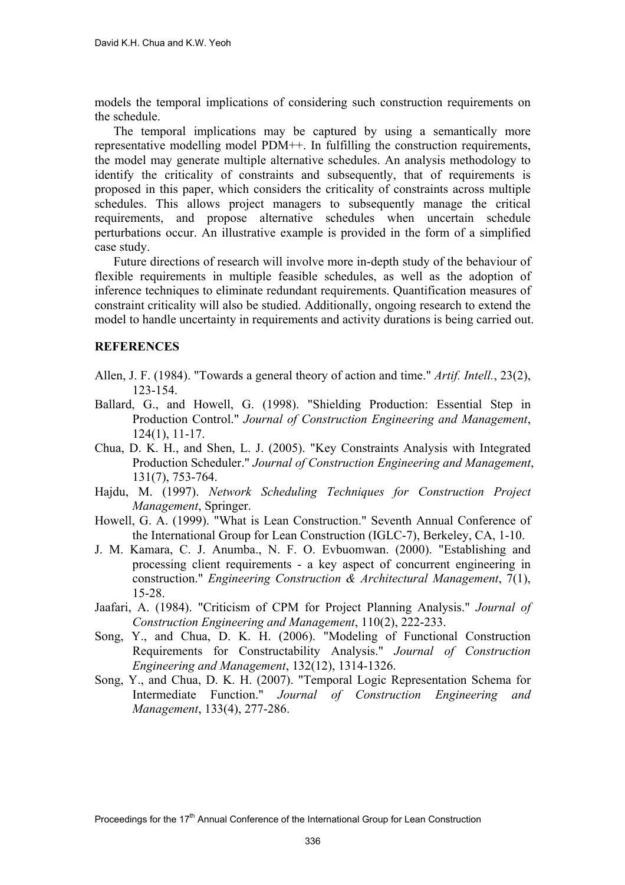models the temporal implications of considering such construction requirements on the schedule.

The temporal implications may be captured by using a semantically more representative modelling model PDM++. In fulfilling the construction requirements, the model may generate multiple alternative schedules. An analysis methodology to identify the criticality of constraints and subsequently, that of requirements is proposed in this paper, which considers the criticality of constraints across multiple schedules. This allows project managers to subsequently manage the critical requirements, and propose alternative schedules when uncertain schedule perturbations occur. An illustrative example is provided in the form of a simplified case study.

Future directions of research will involve more in-depth study of the behaviour of flexible requirements in multiple feasible schedules, as well as the adoption of inference techniques to eliminate redundant requirements. Quantification measures of constraint criticality will also be studied. Additionally, ongoing research to extend the model to handle uncertainty in requirements and activity durations is being carried out.

## REFERENCES

Allen, J. F. (1984). "Towards a general theory of action and time." *Artif. Intell.*, 23(2), 123-154.

Ballard, G., and Howell, G. (1998). "Shielding Production: Essential Step in Production Control." *Journal of Construction Engineering and Management*, 124(1), 11-17.

Chua, D. K. H., and Shen, L. J. (2005). "Key Constraints Analysis with Integrated Production Scheduler." *Journal of Construction Engineering and Management*, 131(7), 753-764.

Hajdu, M. (1997). *Network Scheduling Techniques for Construction Project Management*, Springer.

Howell, G. A. (1999). "What is Lean Construction." Seventh Annual Conference of the International Group for Lean Construction (IGLC-7), Berkeley, CA, 1-10.

J. M. Kamara, C. J. Anumba., N. F. O. Evbuomwan. (2000). "Establishing and processing client requirements - a key aspect of concurrent engineering in construction." *Engineering Construction & Architectural Management*, 7(1), 15-28.

Jaafari, A. (1984). "Criticism of CPM for Project Planning Analysis." *Journal of Construction Engineering and Management*, 110(2), 222-233.

Song, Y., and Chua, D. K. H. (2006). "Modeling of Functional Construction Requirements for Constructability Analysis." *Journal of Construction Engineering and Management*, 132(12), 1314-1326.

Song, Y., and Chua, D. K. H. (2007). "Temporal Logic Representation Schema for Intermediate Function." *Journal of Construction Engineering and Management*, 133(4), 277-286.